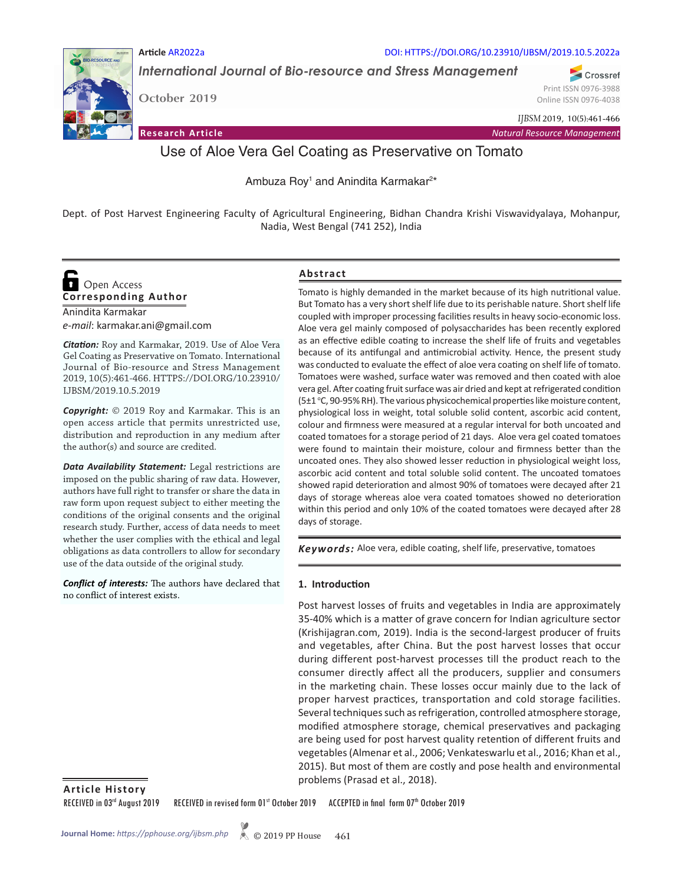Article AR2022a

DOI: HTTPS://DOI.ORG/10.23910/IJBSM/2019.10.5.2022a

*International Journal of Bio-resource and Stress Management*

October 2019

Print ISSN 0976-3988
Online ISSN 0976-4038

*IJBSM* 2019, 10(5):461-466

**Research Article** *Natural Resource Management*

# Use of Aloe Vera Gel Coating as Preservative on Tomato

Ambuza Roy[1] and Anindita Karmakar[2*]

Dept. of Post Harvest Engineering Faculty of Agricultural Engineering, Bidhan Chandra Krishi Viswavidyalaya, Mohanpur, Nadia, West Bengal (741 252), India

Open Access

**Corresponding Author**

Anindita Karmakar
*e-mail*: karmakar.ani@gmail.com

***Citation:*** Roy and Karmakar, 2019. Use of Aloe Vera Gel Coating as Preservative on Tomato. International Journal of Bio-resource and Stress Management 2019, 10(5):461-466. HTTPS://DOI.ORG/10.23910/IJBSM/2019.10.5.2019

***Copyright:*** © 2019 Roy and Karmakar. This is an open access article that permits unrestricted use, distribution and reproduction in any medium after the author(s) and source are credited.

***Data Availability Statement:*** Legal restrictions are imposed on the public sharing of raw data. However, authors have full right to transfer or share the data in raw form upon request subject to either meeting the conditions of the original consents and the original research study. Further, access of data needs to meet whether the user complies with the ethical and legal obligations as data controllers to allow for secondary use of the data outside of the original study.

***Conflict of interests:*** The authors have declared that no conflict of interest exists.

## Abstract

Tomato is highly demanded in the market because of its high nutritional value. But Tomato has a very short shelf life due to its perishable nature. Short shelf life coupled with improper processing facilities results in heavy socio-economic loss. Aloe vera gel mainly composed of polysaccharides has been recently explored as an effective edible coating to increase the shelf life of fruits and vegetables because of its antifungal and antimicrobial activity. Hence, the present study was conducted to evaluate the effect of aloe vera coating on shelf life of tomato. Tomatoes were washed, surface water was removed and then coated with aloe vera gel. After coating fruit surface was air dried and kept at refrigerated condition (5±1 °C, 90-95% RH). The various physicochemical properties like moisture content, physiological loss in weight, total soluble solid content, ascorbic acid content, colour and firmness were measured at a regular interval for both uncoated and coated tomatoes for a storage period of 21 days. Aloe vera gel coated tomatoes were found to maintain their moisture, colour and firmness better than the uncoated ones. They also showed lesser reduction in physiological weight loss, ascorbic acid content and total soluble solid content. The uncoated tomatoes showed rapid deterioration and almost 90% of tomatoes were decayed after 21 days of storage whereas aloe vera coated tomatoes showed no deterioration within this period and only 10% of the coated tomatoes were decayed after 28 days of storage.

***Keywords:*** Aloe vera, edible coating, shelf life, preservative, tomatoes

## 1. Introduction

Post harvest losses of fruits and vegetables in India are approximately 35-40% which is a matter of grave concern for Indian agriculture sector (Krishijagran.com, 2019). India is the second-largest producer of fruits and vegetables, after China. But the post harvest losses that occur during different post-harvest processes till the product reach to the consumer directly affect all the producers, supplier and consumers in the marketing chain. These losses occur mainly due to the lack of proper harvest practices, transportation and cold storage facilities. Several techniques such as refrigeration, controlled atmosphere storage, modified atmosphere storage, chemical preservatives and packaging are being used for post harvest quality retention of different fruits and vegetables (Almenar et al., 2006; Venkateswarlu et al., 2016; Khan et al., 2015). But most of them are costly and pose health and environmental problems (Prasad et al., 2018).

**Article History**

RECEIVED in 03rd August 2019 RECEIVED in revised form 01st October 2019 ACCEPTED in final form 07th October 2019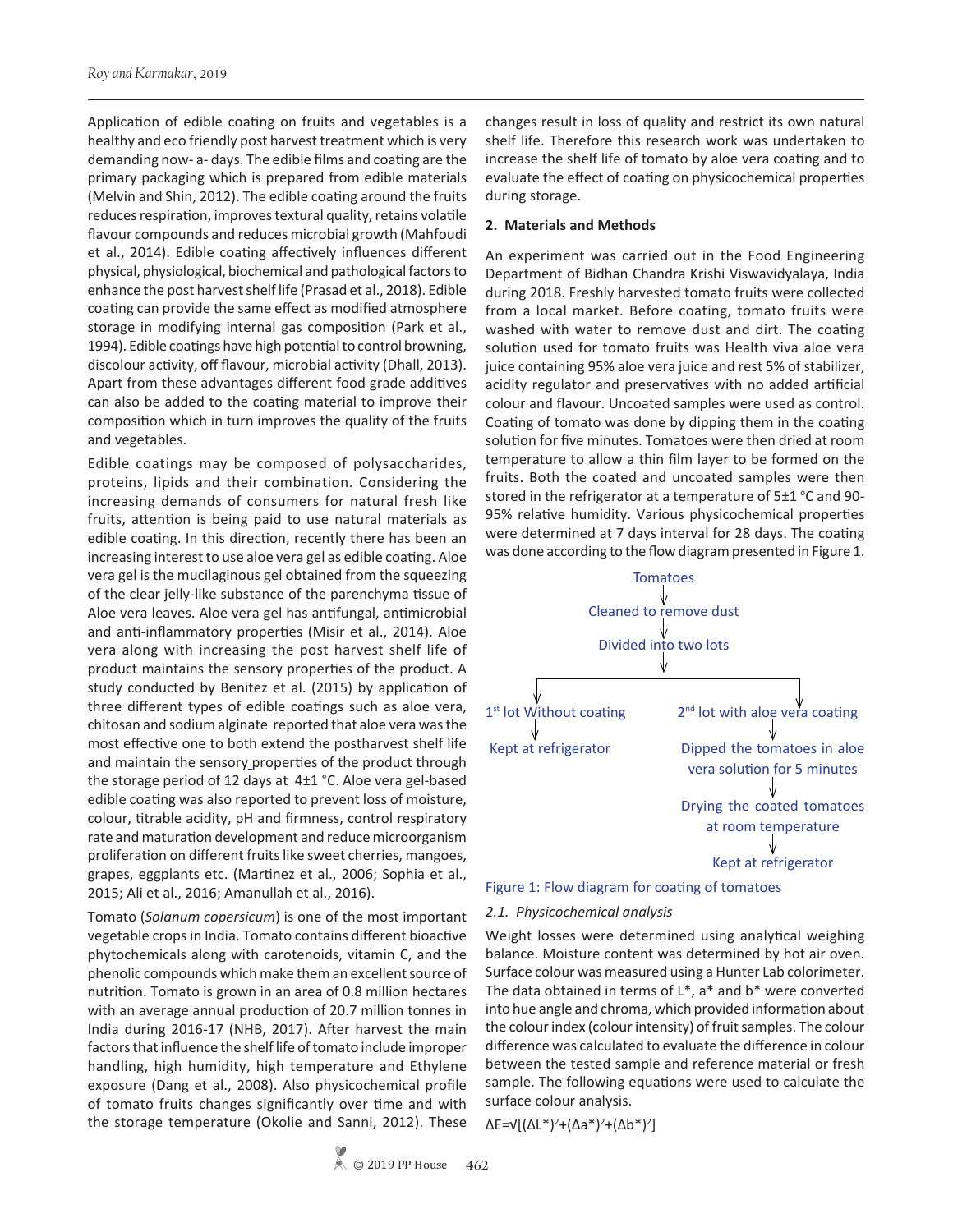Application of edible coating on fruits and vegetables is a healthy and eco friendly post harvest treatment which is very demanding now- a- days. The edible films and coating are the primary packaging which is prepared from edible materials (Melvin and Shin, 2012). The edible coating around the fruits reduces respiration, improves textural quality, retains volatile flavour compounds and reduces microbial growth (Mahfoudi et al., 2014). Edible coating affectively influences different physical, physiological, biochemical and pathological factors to enhance the post harvest shelf life (Prasad et al., 2018). Edible coating can provide the same effect as modified atmosphere storage in modifying internal gas composition (Park et al., 1994). Edible coatings have high potential to control browning, discolour activity, off flavour, microbial activity (Dhall, 2013). Apart from these advantages different food grade additives can also be added to the coating material to improve their composition which in turn improves the quality of the fruits and vegetables.

Edible coatings may be composed of polysaccharides, proteins, lipids and their combination. Considering the increasing demands of consumers for natural fresh like fruits, attention is being paid to use natural materials as edible coating. In this direction, recently there has been an increasing interest to use aloe vera gel as edible coating. Aloe vera gel is the mucilaginous gel obtained from the squeezing of the clear jelly-like substance of the parenchyma tissue of Aloe vera leaves. Aloe vera gel has antifungal, antimicrobial and anti-inflammatory properties (Misir et al., 2014). Aloe vera along with increasing the post harvest shelf life of product maintains the sensory properties of the product. A study conducted by Benitez et al. (2015) by application of three different types of edible coatings such as aloe vera, chitosan and sodium alginate reported that aloe vera was the most effective one to both extend the postharvest shelf life and maintain the sensory properties of the product through the storage period of 12 days at 4±1 °C. Aloe vera gel-based edible coating was also reported to prevent loss of moisture, colour, titrable acidity, pH and firmness, control respiratory rate and maturation development and reduce microorganism proliferation on different fruits like sweet cherries, mangoes, grapes, eggplants etc. (Martinez et al., 2006; Sophia et al., 2015; Ali et al., 2016; Amanullah et al., 2016).

Tomato (*Solanum copersicum*) is one of the most important vegetable crops in India. Tomato contains different bioactive phytochemicals along with carotenoids, vitamin C, and the phenolic compounds which make them an excellent source of nutrition. Tomato is grown in an area of 0.8 million hectares with an average annual production of 20.7 million tonnes in India during 2016-17 (NHB, 2017). After harvest the main factors that influence the shelf life of tomato include improper handling, high humidity, high temperature and Ethylene exposure (Dang et al., 2008). Also physicochemical profile of tomato fruits changes significantly over time and with the storage temperature (Okolie and Sanni, 2012). These changes result in loss of quality and restrict its own natural shelf life. Therefore this research work was undertaken to increase the shelf life of tomato by aloe vera coating and to evaluate the effect of coating on physicochemical properties during storage.

## 2. Materials and Methods

An experiment was carried out in the Food Engineering Department of Bidhan Chandra Krishi Viswavidyalaya, India during 2018. Freshly harvested tomato fruits were collected from a local market. Before coating, tomato fruits were washed with water to remove dust and dirt. The coating solution used for tomato fruits was Health viva aloe vera juice containing 95% aloe vera juice and rest 5% of stabilizer, acidity regulator and preservatives with no added artificial colour and flavour. Uncoated samples were used as control. Coating of tomato was done by dipping them in the coating solution for five minutes. Tomatoes were then dried at room temperature to allow a thin film layer to be formed on the fruits. Both the coated and uncoated samples were then stored in the refrigerator at a temperature of 5±1 °C and 90-95% relative humidity. Various physicochemical properties were determined at 7 days interval for 28 days. The coating was done according to the flow diagram presented in Figure 1.

Tomatoes

Cleaned to remove dust

Divided into two lots

1st lot Without coating

Kept at refrigerator

2nd lot with aloe vera coating

Dipped the tomatoes in aloe vera solution for 5 minutes

Drying the coated tomatoes at room temperature

Kept at refrigerator

Figure 1: Flow diagram for coating of tomatoes

### 2.1. Physicochemical analysis

Weight losses were determined using analytical weighing balance. Moisture content was determined by hot air oven. Surface colour was measured using a Hunter Lab colorimeter. The data obtained in terms of L*, a* and b* were converted into hue angle and chroma, which provided information about the colour index (colour intensity) of fruit samples. The colour difference was calculated to evaluate the difference in colour between the tested sample and reference material or fresh sample. The following equations were used to calculate the surface colour analysis.

$$\Delta E=\sqrt{(\Delta L^*)^2+(\Delta a^*)^2+(\Delta b^*)^2}$$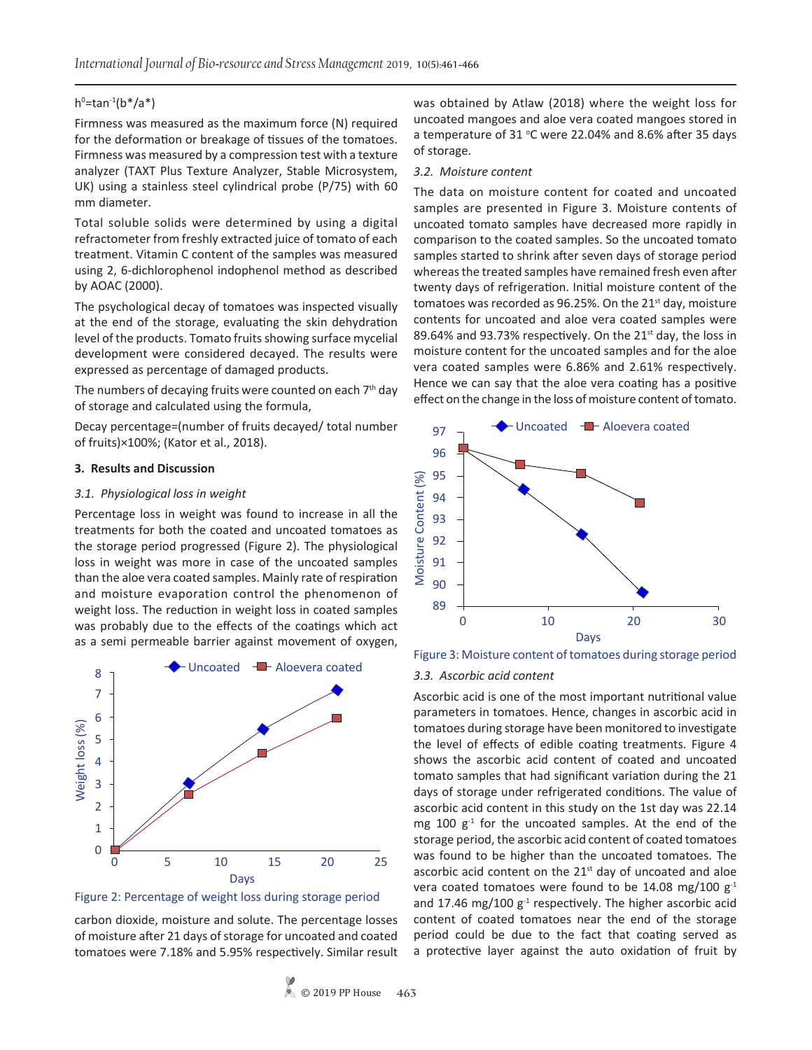$h^0 = \tan^{-1}(b^*/a^*)$

Firmness was measured as the maximum force (N) required for the deformation or breakage of tissues of the tomatoes. Firmness was measured by a compression test with a texture analyzer (TAXT Plus Texture Analyzer, Stable Microsystem, UK) using a stainless steel cylindrical probe (P/75) with 60 mm diameter.

Total soluble solids were determined by using a digital refractometer from freshly extracted juice of tomato of each treatment. Vitamin C content of the samples was measured using 2, 6-dichlorophenol indophenol method as described by AOAC (2000).

The psychological decay of tomatoes was inspected visually at the end of the storage, evaluating the skin dehydration level of the products. Tomato fruits showing surface mycelial development were considered decayed. The results were expressed as percentage of damaged products.

The numbers of decaying fruits were counted on each 7th day of storage and calculated using the formula,

Decay percentage=(number of fruits decayed/ total number of fruits)×100%; (Kator et al., 2018).

## 3. Results and Discussion

### 3.1. Physiological loss in weight

Percentage loss in weight was found to increase in all the treatments for both the coated and uncoated tomatoes as the storage period progressed (Figure 2). The physiological loss in weight was more in case of the uncoated samples than the aloe vera coated samples. Mainly rate of respiration and moisture evaporation control the phenomenon of weight loss. The reduction in weight loss in coated samples was probably due to the effects of the coatings which act as a semi permeable barrier against movement of oxygen, carbon dioxide, moisture and solute. The percentage losses of moisture after 21 days of storage for uncoated and coated tomatoes were 7.18% and 5.95% respectively. Similar result was obtained by Atlaw (2018) where the weight loss for uncoated mangoes and aloe vera coated mangoes stored in a temperature of 31 °C were 22.04% and 8.6% after 35 days of storage.

Uncoated
Aloevera coated
Weight loss (%)
0 1 2 3 4 5 6 7 8
0 5 10 15 20 25
Days

Figure 2: Percentage of weight loss during storage period

### 3.2. Moisture content

The data on moisture content for coated and uncoated samples are presented in Figure 3. Moisture contents of uncoated tomato samples have decreased more rapidly in comparison to the coated samples. So the uncoated tomato samples started to shrink after seven days of storage period whereas the treated samples have remained fresh even after twenty days of refrigeration. Initial moisture content of the tomatoes was recorded as 96.25%. On the 21st day, moisture contents for uncoated and aloe vera coated samples were 89.64% and 93.73% respectively. On the 21st day, the loss in moisture content for the uncoated samples and for the aloe vera coated samples were 6.86% and 2.61% respectively. Hence we can say that the aloe vera coating has a positive effect on the change in the loss of moisture content of tomato.

Uncoated
Aloevera coated
Moisture Content (%)
89 90 91 92 93 94 95 96 97
0 10 20 30
Days

Figure 3: Moisture content of tomatoes during storage period

### 3.3. Ascorbic acid content

Ascorbic acid is one of the most important nutritional value parameters in tomatoes. Hence, changes in ascorbic acid in tomatoes during storage have been monitored to investigate the level of effects of edible coating treatments. Figure 4 shows the ascorbic acid content of coated and uncoated tomato samples that had significant variation during the 21 days of storage under refrigerated conditions. The value of ascorbic acid content in this study on the 1st day was 22.14 mg 100 $g^{-1}$ for the uncoated samples. At the end of the storage period, the ascorbic acid content of coated tomatoes was found to be higher than the uncoated tomatoes. The ascorbic acid content on the 21st day of uncoated and aloe vera coated tomatoes were found to be 14.08 mg/100 $g^{-1}$ and 17.46 mg/100 $g^{-1}$ respectively. The higher ascorbic acid content of coated tomatoes near the end of the storage period could be due to the fact that coating served as a protective layer against the auto oxidation of fruit by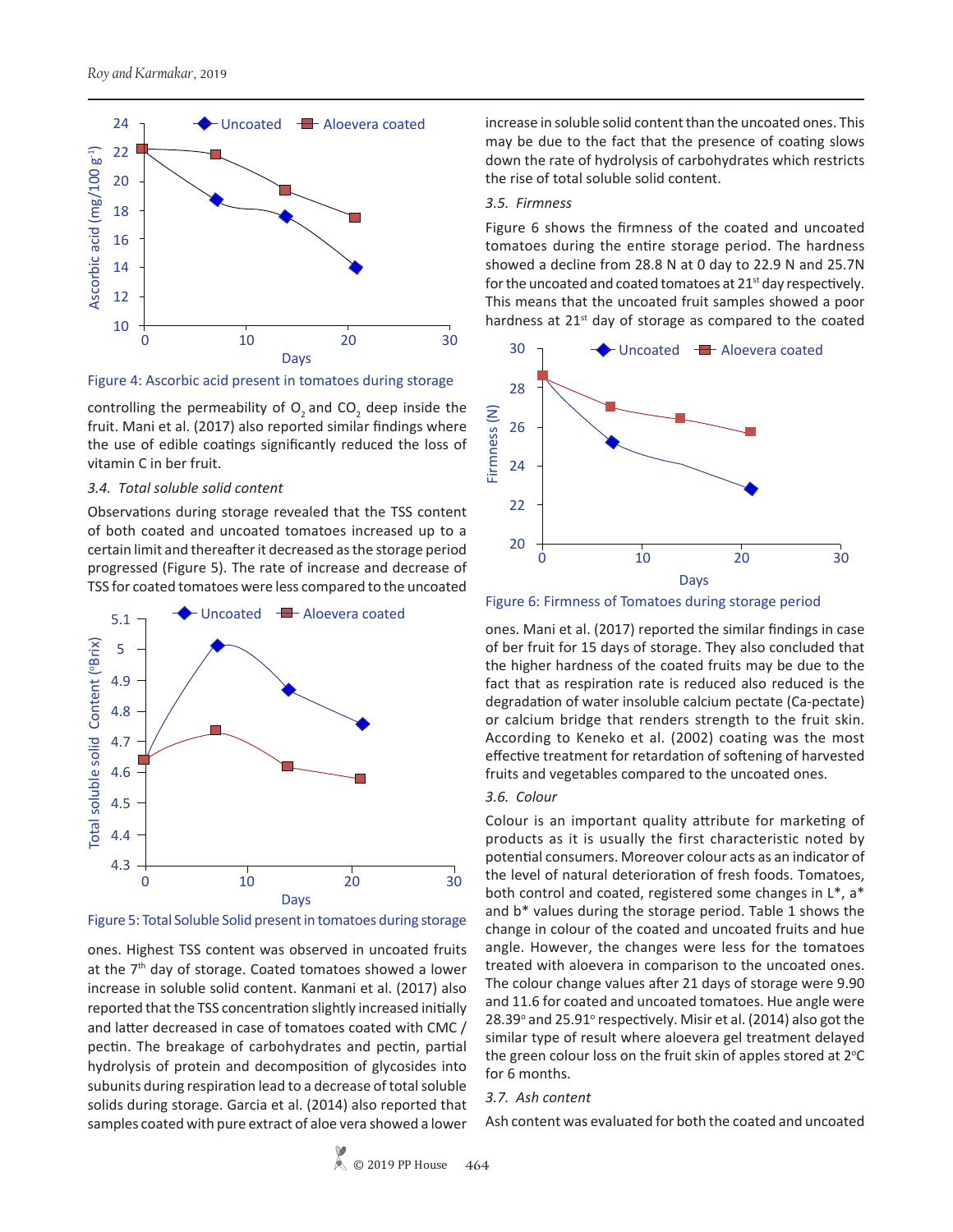24
22
20
18
16
14
12
10

Ascorbic acid (mg/100 g⁻¹)

Uncoated
Aloevera coated

0
10
20
30

Days

Figure 4: Ascorbic acid present in tomatoes during storage

controlling the permeability of $O_2$ and $CO_2$ deep inside the fruit. Mani et al. (2017) also reported similar findings where the use of edible coatings significantly reduced the loss of vitamin C in ber fruit.

### 3.4. *Total soluble solid content*

Observations during storage revealed that the TSS content of both coated and uncoated tomatoes increased up to a certain limit and thereafter it decreased as the storage period progressed (Figure 5). The rate of increase and decrease of TSS for coated tomatoes were less compared to the uncoated ones. Highest TSS content was observed in uncoated fruits at the 7th day of storage. Coated tomatoes showed a lower increase in soluble solid content. Kanmani et al. (2017) also reported that the TSS concentration slightly increased initially and latter decreased in case of tomatoes coated with CMC / pectin. The breakage of carbohydrates and pectin, partial hydrolysis of protein and decomposition of glycosides into subunits during respiration lead to a decrease of total soluble solids during storage. Garcia et al. (2014) also reported that samples coated with pure extract of aloe vera showed a lower increase in soluble solid content than the uncoated ones. This may be due to the fact that the presence of coating slows down the rate of hydrolysis of carbohydrates which restricts the rise of total soluble solid content.

5.1
5
4.9
4.8
4.7
4.6
4.5
4.4
4.3

Total soluble solid Content (°Brix)

Uncoated
Aloevera coated

0
10
20
30

Days

Figure 5: Total Soluble Solid present in tomatoes during storage

### 3.5. *Firmness*

Figure 6 shows the firmness of the coated and uncoated tomatoes during the entire storage period. The hardness showed a decline from 28.8 N at 0 day to 22.9 N and 25.7N for the uncoated and coated tomatoes at 21st day respectively. This means that the uncoated fruit samples showed a poor hardness at 21st day of storage as compared to the coated ones. Mani et al. (2017) reported the similar findings in case of ber fruit for 15 days of storage. They also concluded that the higher hardness of the coated fruits may be due to the fact that as respiration rate is reduced also reduced is the degradation of water insoluble calcium pectate (Ca-pectate) or calcium bridge that renders strength to the fruit skin. According to Keneko et al. (2002) coating was the most effective treatment for retardation of softening of harvested fruits and vegetables compared to the uncoated ones.

30
28
26
24
22
20

Firmness (N)

Uncoated
Aloevera coated

0
10
20
30

Days

Figure 6: Firmness of Tomatoes during storage period

### 3.6. *Colour*

Colour is an important quality attribute for marketing of products as it is usually the first characteristic noted by potential consumers. Moreover colour acts as an indicator of the level of natural deterioration of fresh foods. Tomatoes, both control and coated, registered some changes in L*, a* and b* values during the storage period. Table 1 shows the change in colour of the coated and uncoated fruits and hue angle. However, the changes were less for the tomatoes treated with aloevera in comparison to the uncoated ones. The colour change values after 21 days of storage were 9.90 and 11.6 for coated and uncoated tomatoes. Hue angle were 28.39° and 25.91° respectively. Misir et al. (2014) also got the similar type of result where aloevera gel treatment delayed the green colour loss on the fruit skin of apples stored at 2°C for 6 months.

### 3.7. *Ash content*

Ash content was evaluated for both the coated and uncoated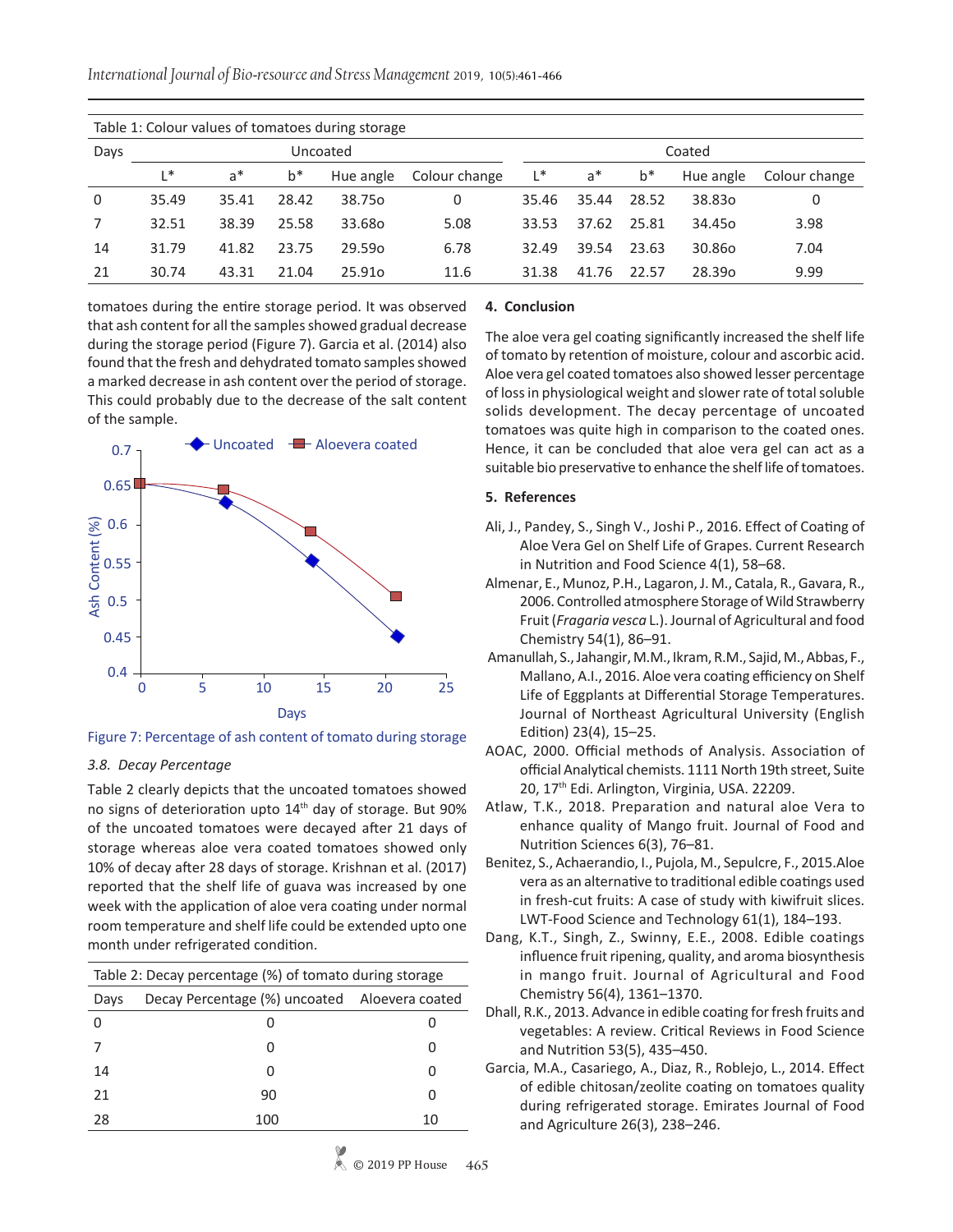Table 1: Colour values of tomatoes during storage

| Days | Uncoated | | | | | Coated | | | | |
|---|---|---|---|---|---|---|---|---|---|---|
| | L* | a* | b* | Hue angle | Colour change | L* | a* | b* | Hue angle | Colour change |
| 0 | 35.49 | 35.41 | 28.42 | 38.75o | 0 | 35.46 | 35.44 | 28.52 | 38.83o | 0 |
| 7 | 32.51 | 38.39 | 25.58 | 33.68o | 5.08 | 33.53 | 37.62 | 25.81 | 34.45o | 3.98 |
| 14 | 31.79 | 41.82 | 23.75 | 29.59o | 6.78 | 32.49 | 39.54 | 23.63 | 30.86o | 7.04 |
| 21 | 30.74 | 43.31 | 21.04 | 25.91o | 11.6 | 31.38 | 41.76 | 22.57 | 28.39o | 9.99 |

tomatoes during the entire storage period. It was observed that ash content for all the samples showed gradual decrease during the storage period (Figure 7). Garcia et al. (2014) also found that the fresh and dehydrated tomato samples showed a marked decrease in ash content over the period of storage. This could probably due to the decrease of the salt content of the sample.

Uncoated
Aloevera coated
0.7
0.65
0.6
0.55
0.5
0.45
0.4
Ash Content (%)
0
5
10
15
20
25
Days

Figure 7: Percentage of ash content of tomato during storage

### *3.8. Decay Percentage*

Table 2 clearly depicts that the uncoated tomatoes showed no signs of deterioration upto 14[th] day of storage. But 90% of the uncoated tomatoes were decayed after 21 days of storage whereas aloe vera coated tomatoes showed only 10% of decay after 28 days of storage. Krishnan et al. (2017) reported that the shelf life of guava was increased by one week with the application of aloe vera coating under normal room temperature and shelf life could be extended upto one month under refrigerated condition.

Table 2: Decay percentage (%) of tomato during storage

| Days | Decay Percentage (%) uncoated | Aloevera coated |
|---|---|---|
| 0 | 0 | 0 |
| 7 | 0 | 0 |
| 14 | 0 | 0 |
| 21 | 90 | 0 |
| 28 | 100 | 10 |

## 4. Conclusion

The aloe vera gel coating significantly increased the shelf life of tomato by retention of moisture, colour and ascorbic acid. Aloe vera gel coated tomatoes also showed lesser percentage of loss in physiological weight and slower rate of total soluble solids development. The decay percentage of uncoated tomatoes was quite high in comparison to the coated ones. Hence, it can be concluded that aloe vera gel can act as a suitable bio preservative to enhance the shelf life of tomatoes.

## 5. References

Ali, J., Pandey, S., Singh V., Joshi P., 2016. Effect of Coating of Aloe Vera Gel on Shelf Life of Grapes. Current Research in Nutrition and Food Science 4(1), 58–68.

Almenar, E., Munoz, P.H., Lagaron, J. M., Catala, R., Gavara, R., 2006. Controlled atmosphere Storage of Wild Strawberry Fruit (*Fragaria vesca* L.). Journal of Agricultural and food Chemistry 54(1), 86–91.

Amanullah, S., Jahangir, M.M., Ikram, R.M., Sajid, M., Abbas, F., Mallano, A.I., 2016. Aloe vera coating efficiency on Shelf Life of Eggplants at Differential Storage Temperatures. Journal of Northeast Agricultural University (English Edition) 23(4), 15–25.

AOAC, 2000. Official methods of Analysis. Association of official Analytical chemists. 1111 North 19th street, Suite 20, 17[th] Edi. Arlington, Virginia, USA. 22209.

Atlaw, T.K., 2018. Preparation and natural aloe Vera to enhance quality of Mango fruit. Journal of Food and Nutrition Sciences 6(3), 76–81.

Benitez, S., Achaerandio, I., Pujola, M., Sepulcre, F., 2015.Aloe vera as an alternative to traditional edible coatings used in fresh-cut fruits: A case of study with kiwifruit slices. LWT-Food Science and Technology 61(1), 184–193.

Dang, K.T., Singh, Z., Swinny, E.E., 2008. Edible coatings influence fruit ripening, quality, and aroma biosynthesis in mango fruit. Journal of Agricultural and Food Chemistry 56(4), 1361–1370.

Dhall, R.K., 2013. Advance in edible coating for fresh fruits and vegetables: A review. Critical Reviews in Food Science and Nutrition 53(5), 435–450.

Garcia, M.A., Casariego, A., Diaz, R., Roblejo, L., 2014. Effect of edible chitosan/zeolite coating on tomatoes quality during refrigerated storage. Emirates Journal of Food and Agriculture 26(3), 238–246.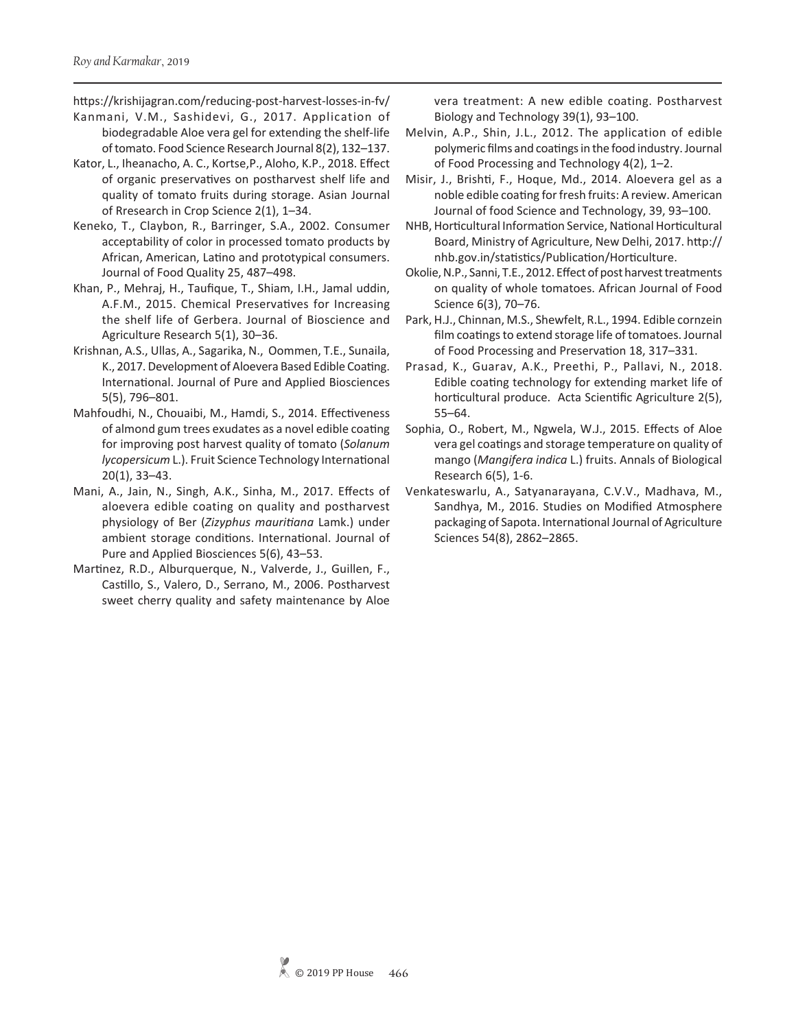https://krishijagran.com/reducing-post-harvest-losses-in-fv/

Kanmani, V.M., Sashidevi, G., 2017. Application of biodegradable Aloe vera gel for extending the shelf-life of tomato. Food Science Research Journal 8(2), 132–137.

Kator, L., Iheanacho, A. C., Kortse,P., Aloho, K.P., 2018. Effect of organic preservatives on postharvest shelf life and quality of tomato fruits during storage. Asian Journal of Rresearch in Crop Science 2(1), 1–34.

Keneko, T., Claybon, R., Barringer, S.A., 2002. Consumer acceptability of color in processed tomato products by African, American, Latino and prototypical consumers. Journal of Food Quality 25, 487–498.

Khan, P., Mehraj, H., Taufique, T., Shiam, I.H., Jamal uddin, A.F.M., 2015. Chemical Preservatives for Increasing the shelf life of Gerbera. Journal of Bioscience and Agriculture Research 5(1), 30–36.

Krishnan, A.S., Ullas, A., Sagarika, N., Oommen, T.E., Sunaila, K., 2017. Development of Aloevera Based Edible Coating. International. Journal of Pure and Applied Biosciences 5(5), 796–801.

Mahfoudhi, N., Chouaibi, M., Hamdi, S., 2014. Effectiveness of almond gum trees exudates as a novel edible coating for improving post harvest quality of tomato (*Solanum lycopersicum* L.). Fruit Science Technology International 20(1), 33–43.

Mani, A., Jain, N., Singh, A.K., Sinha, M., 2017. Effects of aloevera edible coating on quality and postharvest physiology of Ber (*Zizyphus mauritiana* Lamk.) under ambient storage conditions. International. Journal of Pure and Applied Biosciences 5(6), 43–53.

Martinez, R.D., Alburquerque, N., Valverde, J., Guillen, F., Castillo, S., Valero, D., Serrano, M., 2006. Postharvest sweet cherry quality and safety maintenance by Aloe vera treatment: A new edible coating. Postharvest Biology and Technology 39(1), 93–100.

Melvin, A.P., Shin, J.L., 2012. The application of edible polymeric films and coatings in the food industry. Journal of Food Processing and Technology 4(2), 1–2.

Misir, J., Brishti, F., Hoque, Md., 2014. Aloevera gel as a noble edible coating for fresh fruits: A review. American Journal of food Science and Technology, 39, 93–100.

NHB, Horticultural Information Service, National Horticultural Board, Ministry of Agriculture, New Delhi, 2017. http://nhb.gov.in/statistics/Publication/Horticulture.

Okolie, N.P., Sanni, T.E., 2012. Effect of post harvest treatments on quality of whole tomatoes. African Journal of Food Science 6(3), 70–76.

Park, H.J., Chinnan, M.S., Shewfelt, R.L., 1994. Edible cornzein film coatings to extend storage life of tomatoes. Journal of Food Processing and Preservation 18, 317–331.

Prasad, K., Guarav, A.K., Preethi, P., Pallavi, N., 2018. Edible coating technology for extending market life of horticultural produce. Acta Scientific Agriculture 2(5), 55–64.

Sophia, O., Robert, M., Ngwela, W.J., 2015. Effects of Aloe vera gel coatings and storage temperature on quality of mango (*Mangifera indica* L.) fruits. Annals of Biological Research 6(5), 1-6.

Venkateswarlu, A., Satyanarayana, C.V.V., Madhava, M., Sandhya, M., 2016. Studies on Modified Atmosphere packaging of Sapota. International Journal of Agriculture Sciences 54(8), 2862–2865.